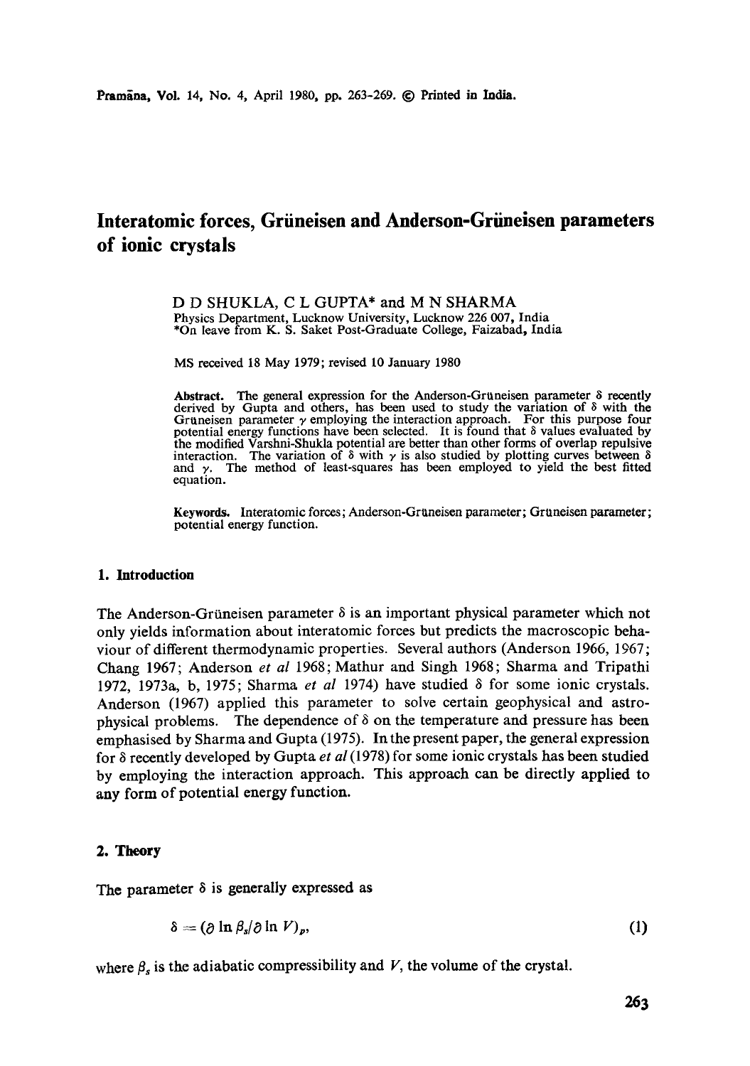# Interatomic forces, Grüneisen and Anderson-Grüneisen parameters of ionic crystals

D D SHUKLA, C L GUPTA* and M N SHARMA

Physics Department, Lucknow University, Lucknow 226 007, India

*On leave from K. S. Saket Post-Graduate College, Faizabad, India

MS received 18 May 1979; revised 10 January 1980

**Abstract.** The general expression for the Anderson-Grüneisen parameter $\delta$ recently derived by Gupta and others, has been used to study the variation of $\delta$ with the Grüneisen parameter $\gamma$ employing the interaction approach. For this purpose four potential energy functions have been selected. It is found that $\delta$ values evaluated by the modified Varshni-Shukla potential are better than other forms of overlap repulsive interaction. The variation of $\delta$ with $\gamma$ is also studied by plotting curves between $\delta$ and $\gamma$. The method of least-squares has been employed to yield the best fitted equation.

**Keywords.** Interatomic forces; Anderson-Grüneisen parameter; Grüneisen parameter; potential energy function.

## 1. Introduction

The Anderson-Grüneisen parameter $\delta$ is an important physical parameter which not only yields information about interatomic forces but predicts the macroscopic behaviour of different thermodynamic properties. Several authors (Anderson 1966, 1967; Chang 1967; Anderson *et al* 1968; Mathur and Singh 1968; Sharma and Tripathi 1972, 1973a, b, 1975; Sharma *et al* 1974) have studied $\delta$ for some ionic crystals. Anderson (1967) applied this parameter to solve certain geophysical and astrophysical problems. The dependence of $\delta$ on the temperature and pressure has been emphasised by Sharma and Gupta (1975). In the present paper, the general expression for $\delta$ recently developed by Gupta *et al* (1978) for some ionic crystals has been studied by employing the interaction approach. This approach can be directly applied to any form of potential energy function.

## 2. Theory

The parameter $\delta$ is generally expressed as

$$\delta = (\partial \ln \beta_s / \partial \ln V)_p, \tag{1}$$

where $\beta_s$ is the adiabatic compressibility and $V$, the volume of the crystal.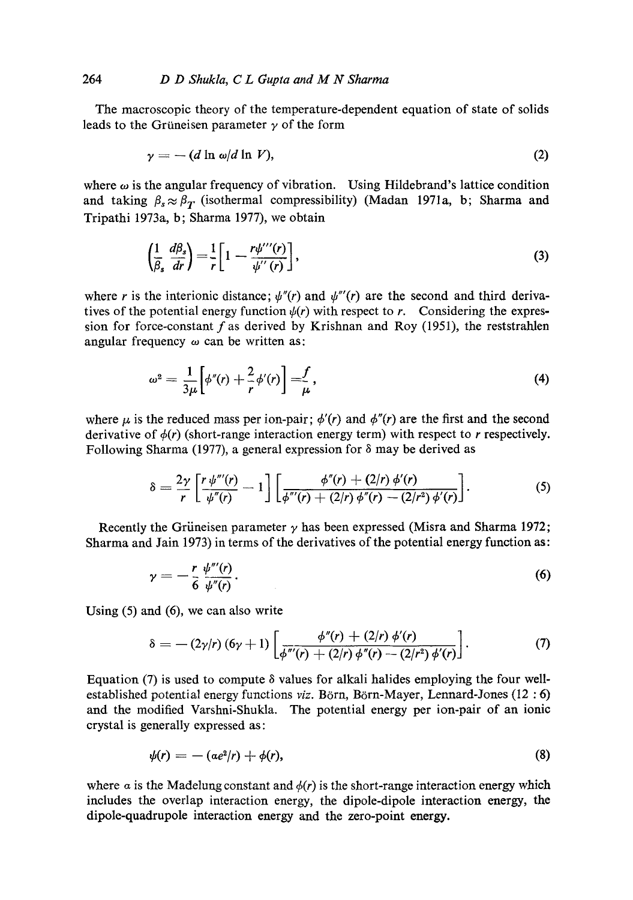The macroscopic theory of the temperature-dependent equation of state of solids leads to the Grüneisen parameter $\gamma$ of the form

$$\gamma = -(d \ln \omega / d \ln V), \tag{2}$$

where $\omega$ is the angular frequency of vibration. Using Hildebrand's lattice condition and taking $\beta_s \approx \beta_T$ (isothermal compressibility) (Madan 1971a, b; Sharma and Tripathi 1973a, b; Sharma 1977), we obtain

$$\left(\frac{1}{\beta_s}\frac{d\beta_s}{dr}\right) = \frac{1}{r}\left[1 - \frac{r\psi'''(r)}{\psi''(r)}\right], \tag{3}$$

where $r$ is the interionic distance; $\psi''(r)$ and $\psi'''(r)$ are the second and third derivatives of the potential energy function $\psi(r)$ with respect to $r$. Considering the expression for force-constant $f$ as derived by Krishnan and Roy (1951), the reststrahlen angular frequency $\omega$ can be written as:

$$\omega^2 = \frac{1}{3\mu}\left[\phi''(r) + \frac{2}{r}\phi'(r)\right] = \frac{f}{\mu}, \tag{4}$$

where $\mu$ is the reduced mass per ion-pair; $\phi'(r)$ and $\phi''(r)$ are the first and the second derivative of $\phi(r)$ (short-range interaction energy term) with respect to $r$ respectively. Following Sharma (1977), a general expression for $\delta$ may be derived as

$$\delta = \frac{2\gamma}{r}\left[\frac{r\psi'''(r)}{\psi''(r)} - 1\right]\left[\frac{\phi''(r) + (2/r)\phi'(r)}{\phi'''(r) + (2/r)\phi''(r) - (2/r^2)\phi'(r)}\right]. \tag{5}$$

Recently the Grüneisen parameter $\gamma$ has been expressed (Misra and Sharma 1972; Sharma and Jain 1973) in terms of the derivatives of the potential energy function as:

$$\gamma = -\frac{r}{6}\frac{\psi'''(r)}{\psi''(r)}. \tag{6}$$

Using (5) and (6), we can also write

$$\delta = -(2\gamma/r)(6\gamma + 1)\left[\frac{\phi''(r) + (2/r)\phi'(r)}{\phi'''(r) + (2/r)\phi''(r) - (2/r^2)\phi'(r)}\right]. \tag{7}$$

Equation (7) is used to compute $\delta$ values for alkali halides employing the four well-established potential energy functions *viz.* Börn, Börn-Mayer, Lennard-Jones (12 : 6) and the modified Varshni-Shukla. The potential energy per ion-pair of an ionic crystal is generally expressed as:

$$\psi(r) = -(\alpha e^2/r) + \phi(r), \tag{8}$$

where $\alpha$ is the Madelung constant and $\phi(r)$ is the short-range interaction energy which includes the overlap interaction energy, the dipole-dipole interaction energy, the dipole-quadrupole interaction energy and the zero-point energy.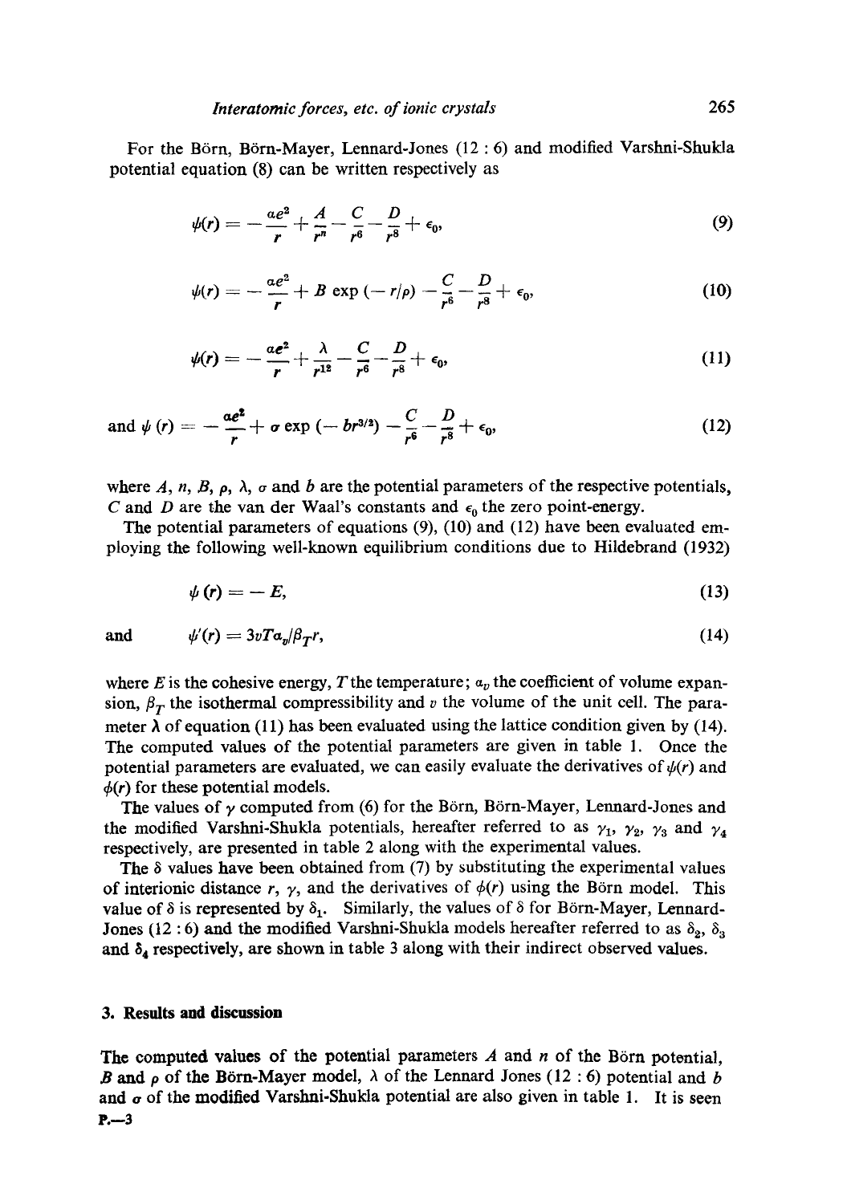For the Börn, Börn-Mayer, Lennard-Jones (12 : 6) and modified Varshni-Shukla potential equation (8) can be written respectively as

$$\psi(r) = -\frac{\alpha e^2}{r} + \frac{A}{r^n} - \frac{C}{r^6} - \frac{D}{r^8} + \epsilon_0, \tag{9}$$

$$\psi(r) = -\frac{\alpha e^2}{r} + B \exp(-r/\rho) - \frac{C}{r^6} - \frac{D}{r^8} + \epsilon_0, \tag{10}$$

$$\psi(r) = -\frac{\alpha e^2}{r} + \frac{\lambda}{r^{12}} - \frac{C}{r^6} - \frac{D}{r^8} + \epsilon_0, \tag{11}$$

$$\text{and } \psi(r) = -\frac{\alpha e^2}{r} + \sigma \exp(-br^{3/2}) - \frac{C}{r^6} - \frac{D}{r^8} + \epsilon_0, \tag{12}$$

where $A$, $n$, $B$, $\rho$, $\lambda$, $\sigma$ and $b$ are the potential parameters of the respective potentials, $C$ and $D$ are the van der Waal's constants and $\epsilon_0$ the zero point-energy.

The potential parameters of equations (9), (10) and (12) have been evaluated employing the following well-known equilibrium conditions due to Hildebrand (1932)

$$\psi(r) = -E, \tag{13}$$

$$\text{and} \quad \psi'(r) = 3vT\alpha_v/\beta_T r, \tag{14}$$

where $E$ is the cohesive energy, $T$ the temperature; $\alpha_v$ the coefficient of volume expansion, $\beta_T$ the isothermal compressibility and $v$ the volume of the unit cell. The parameter $\lambda$ of equation (11) has been evaluated using the lattice condition given by (14). The computed values of the potential parameters are given in table 1. Once the potential parameters are evaluated, we can easily evaluate the derivatives of $\psi(r)$ and $\phi(r)$ for these potential models.

The values of $\gamma$ computed from (6) for the Börn, Börn-Mayer, Lennard-Jones and the modified Varshni-Shukla potentials, hereafter referred to as $\gamma_1$, $\gamma_2$, $\gamma_3$ and $\gamma_4$ respectively, are presented in table 2 along with the experimental values.

The $\delta$ values have been obtained from (7) by substituting the experimental values of interionic distance $r$, $\gamma$, and the derivatives of $\phi(r)$ using the Börn model. This value of $\delta$ is represented by $\delta_1$. Similarly, the values of $\delta$ for Börn-Mayer, Lennard-Jones (12 : 6) and the modified Varshni-Shukla models hereafter referred to as $\delta_2$, $\delta_3$ and $\delta_4$ respectively, are shown in table 3 along with their indirect observed values.

## 3. Results and discussion

The computed values of the potential parameters $A$ and $n$ of the Börn potential, $B$ and $\rho$ of the Börn-Mayer model, $\lambda$ of the Lennard Jones (12 : 6) potential and $b$ and $\sigma$ of the modified Varshni-Shukla potential are also given in table 1. It is seen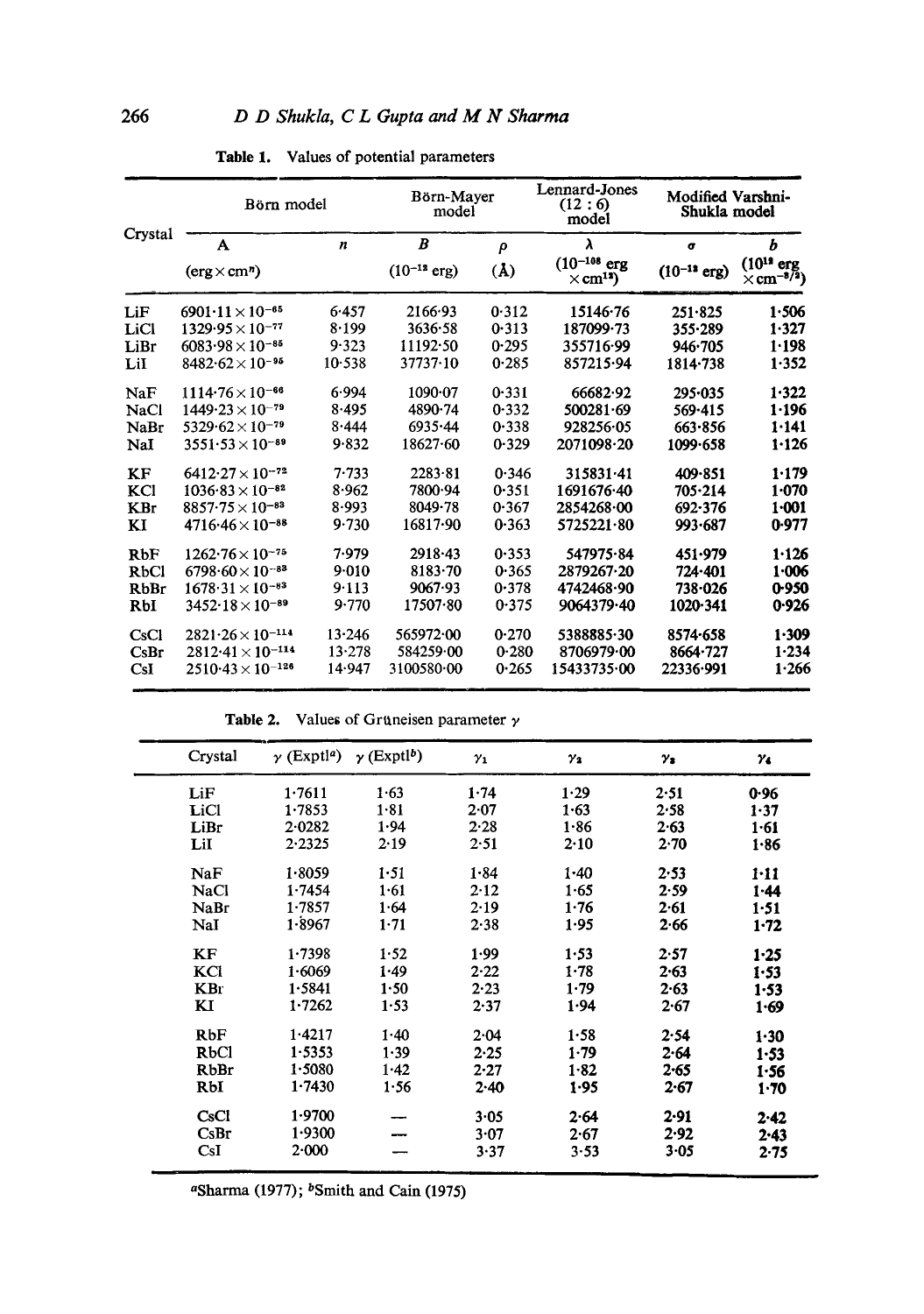**Table 1.** Values of potential parameters

| Crystal | Börn model | | Börn-Mayer model | | Lennard-Jones (12 : 6) model | Modified Varshni-Shukla model | |
|---|---|---|---|---|---|---|---|
| | $A$ | $n$ | $B$ | $\rho$ | $\lambda$ | $\sigma$ | $b$ |
| | (erg × cm$^n$) | | ($10^{-12}$ erg) | (Å) | ($10^{-108}$ erg × cm$^{12}$) | ($10^{-12}$ erg) | ($10^{12}$ erg × cm$^{-3/2}$) |
| LiF | $6901.11 \times 10^{-65}$ | 6.457 | 2166.93 | 0.312 | 15146.76 | 251.825 | 1.506 |
| LiCl | $1329.95 \times 10^{-77}$ | 8.199 | 3636.58 | 0.313 | 187099.73 | 355.289 | 1.327 |
| LiBr | $6083.98 \times 10^{-85}$ | 9.323 | 11192.50 | 0.295 | 355716.99 | 946.705 | 1.198 |
| LiI | $8482.62 \times 10^{-95}$ | 10.538 | 37737.10 | 0.285 | 857215.94 | 1814.738 | 1.352 |
| NaF | $1114.76 \times 10^{-66}$ | 6.994 | 1090.07 | 0.331 | 66682.92 | 295.035 | 1.322 |
| NaCl | $1449.23 \times 10^{-79}$ | 8.495 | 4890.74 | 0.332 | 500281.69 | 569.415 | 1.196 |
| NaBr | $5329.62 \times 10^{-79}$ | 8.444 | 6935.44 | 0.338 | 928256.05 | 663.856 | 1.141 |
| NaI | $3551.53 \times 10^{-89}$ | 9.832 | 18627.60 | 0.329 | 2071098.20 | 1099.658 | 1.126 |
| KF | $6412.27 \times 10^{-72}$ | 7.733 | 2283.81 | 0.346 | 315831.41 | 409.851 | 1.179 |
| KCl | $1036.83 \times 10^{-82}$ | 8.962 | 7800.94 | 0.351 | 1691676.40 | 705.214 | 1.070 |
| KBr | $8857.75 \times 10^{-83}$ | 8.993 | 8049.78 | 0.367 | 2854268.00 | 692.376 | 1.001 |
| KI | $4716.46 \times 10^{-88}$ | 9.730 | 16817.90 | 0.363 | 5725221.80 | 993.687 | 0.977 |
| RbF | $1262.76 \times 10^{-75}$ | 7.979 | 2918.43 | 0.353 | 547975.84 | 451.979 | 1.126 |
| RbCl | $6798.60 \times 10^{-83}$ | 9.010 | 8183.70 | 0.365 | 2879267.20 | 724.401 | 1.006 |
| RbBr | $1678.31 \times 10^{-83}$ | 9.113 | 9067.93 | 0.378 | 4742468.90 | 738.026 | 0.950 |
| RbI | $3452.18 \times 10^{-89}$ | 9.770 | 17507.80 | 0.375 | 9064379.40 | 1020.341 | 0.926 |
| CsCl | $2821.26 \times 10^{-114}$ | 13.246 | 565972.00 | 0.270 | 5388885.30 | 8574.658 | 1.309 |
| CsBr | $2812.41 \times 10^{-114}$ | 13.278 | 584259.00 | 0.280 | 8706979.00 | 8664.727 | 1.234 |
| CsI | $2510.43 \times 10^{-126}$ | 14.947 | 3100580.00 | 0.265 | 15433735.00 | 22336.991 | 1.266 |

**Table 2.** Values of Grüneisen parameter $\gamma$

| Crystal | $\gamma$ (Exptl[a]) | $\gamma$ (Exptl[b]) | $\gamma_1$ | $\gamma_2$ | $\gamma_3$ | $\gamma_4$ |
|---|---|---|---|---|---|---|
| LiF | 1.7611 | 1.63 | 1.74 | 1.29 | 2.51 | 0.96 |
| LiCl | 1.7853 | 1.81 | 2.07 | 1.63 | 2.58 | 1.37 |
| LiBr | 2.0282 | 1.94 | 2.28 | 1.86 | 2.63 | 1.61 |
| LiI | 2.2325 | 2.19 | 2.51 | 2.10 | 2.70 | 1.86 |
| NaF | 1.8059 | 1.51 | 1.84 | 1.40 | 2.53 | 1.11 |
| NaCl | 1.7454 | 1.61 | 2.12 | 1.65 | 2.59 | 1.44 |
| NaBr | 1.7857 | 1.64 | 2.19 | 1.76 | 2.61 | 1.51 |
| NaI | 1.8967 | 1.71 | 2.38 | 1.95 | 2.66 | 1.72 |
| KF | 1.7398 | 1.52 | 1.99 | 1.53 | 2.57 | 1.25 |
| KCl | 1.6069 | 1.49 | 2.22 | 1.78 | 2.63 | 1.53 |
| KBr | 1.5841 | 1.50 | 2.23 | 1.79 | 2.63 | 1.53 |
| KI | 1.7262 | 1.53 | 2.37 | 1.94 | 2.67 | 1.69 |
| RbF | 1.4217 | 1.40 | 2.04 | 1.58 | 2.54 | 1.30 |
| RbCl | 1.5353 | 1.39 | 2.25 | 1.79 | 2.64 | 1.53 |
| RbBr | 1.5080 | 1.42 | 2.27 | 1.82 | 2.65 | 1.56 |
| RbI | 1.7430 | 1.56 | 2.40 | 1.95 | 2.67 | 1.70 |
| CsCl | 1.9700 | — | 3.05 | 2.64 | 2.91 | 2.42 |
| CsBr | 1.9300 | — | 3.07 | 2.67 | 2.92 | 2.43 |
| CsI | 2.000 | — | 3.37 | 3.53 | 3.05 | 2.75 |

[a]Sharma (1977); [b]Smith and Cain (1975)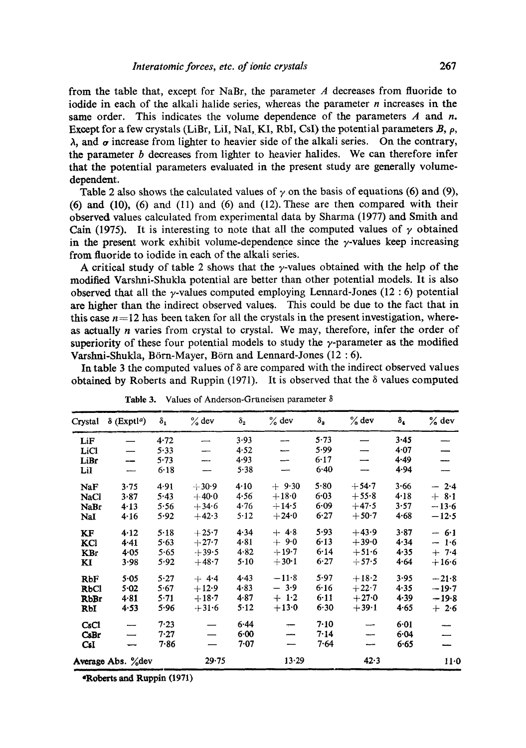from the table that, except for NaBr, the parameter $A$ decreases from fluoride to iodide in each of the alkali halide series, whereas the parameter $n$ increases in the same order. This indicates the volume dependence of the parameters $A$ and $n$. Except for a few crystals (LiBr, LiI, NaI, KI, RbI, CsI) the potential parameters $B$, $\rho$, $\lambda$, and $\sigma$ increase from lighter to heavier side of the alkali series. On the contrary, the parameter $b$ decreases from lighter to heavier halides. We can therefore infer that the potential parameters evaluated in the present study are generally volume-dependent.

Table 2 also shows the calculated values of $\gamma$ on the basis of equations (6) and (9), (6) and (10), (6) and (11) and (6) and (12). These are then compared with their observed values calculated from experimental data by Sharma (1977) and Smith and Cain (1975). It is interesting to note that all the computed values of $\gamma$ obtained in the present work exhibit volume-dependence since the $\gamma$-values keep increasing from fluoride to iodide in each of the alkali series.

A critical study of table 2 shows that the $\gamma$-values obtained with the help of the modified Varshni-Shukla potential are better than other potential models. It is also observed that all the $\gamma$-values computed employing Lennard-Jones (12 : 6) potential are higher than the indirect observed values. This could be due to the fact that in this case $n=12$ has been taken for all the crystals in the present investigation, whereas actually $n$ varies from crystal to crystal. We may, therefore, infer the order of superiority of these four potential models to study the $\gamma$-parameter as the modified Varshni-Shukla, Börn-Mayer, Börn and Lennard-Jones (12 : 6).

In table 3 the computed values of $\delta$ are compared with the indirect observed values obtained by Roberts and Ruppin (1971). It is observed that the $\delta$ values computed

**Table 3.** Values of Anderson-Grüneisen parameter $\delta$

| Crystal | $\delta$ (Expt[a]) | $\delta_1$ | % dev | $\delta_2$ | % dev | $\delta_3$ | % dev | $\delta_4$ | % dev |
|---|---|---|---|---|---|---|---|---|---|
| LiF | — | 4·72 | — | 3·93 | — | 5·73 | — | 3·45 | — |
| LiCl | — | 5·33 | — | 4·52 | — | 5·99 | — | 4·07 | — |
| LiBr | — | 5·73 | — | 4·93 | — | 6·17 | — | 4·49 | — |
| LiI | — | 6·18 | — | 5·38 | — | 6·40 | — | 4·94 | — |
| NaF | 3·75 | 4·91 | +30·9 | 4·10 | + 9·30 | 5·80 | +54·7 | 3·66 | − 2·4 |
| NaCl | 3·87 | 5·43 | +40·0 | 4·56 | +18·0 | 6·03 | +55·8 | 4·18 | + 8·1 |
| NaBr | 4·13 | 5·56 | +34·6 | 4·76 | +14·5 | 6·09 | +47·5 | 3·57 | −13·6 |
| NaI | 4·16 | 5·92 | +42·3 | 5·12 | +24·0 | 6·27 | +50·7 | 4·68 | −12·5 |
| KF | 4·12 | 5·18 | +25·7 | 4·34 | + 4·8 | 5·93 | +43·9 | 3·87 | − 6·1 |
| KCl | 4·41 | 5·63 | +27·7 | 4·81 | + 9·0 | 6·13 | +39·0 | 4·34 | − 1·6 |
| KBr | 4·05 | 5·65 | +39·5 | 4·82 | +19·7 | 6·14 | +51·6 | 4·35 | + 7·4 |
| KI | 3·98 | 5·92 | +48·7 | 5·10 | +30·1 | 6·27 | +57·5 | 4·64 | +16·6 |
| RbF | 5·05 | 5·27 | + 4·4 | 4·43 | −11·8 | 5·97 | +18·2 | 3·95 | −21·8 |
| RbCl | 5·02 | 5·67 | +12·9 | 4·83 | − 3·9 | 6·16 | +22·7 | 4·35 | −19·7 |
| RbBr | 4·81 | 5·71 | +18·7 | 4·87 | + 1·2 | 6·11 | +27·0 | 4·39 | −19·8 |
| RbI | 4·53 | 5·96 | +31·6 | 5·12 | +13·0 | 6·30 | +39·1 | 4·65 | + 2·6 |
| CsCl | — | 7·23 | — | 6·44 | — | 7·10 | — | 6·01 | — |
| CsBr | — | 7·27 | — | 6·00 | — | 7·14 | — | 6·04 | — |
| CsI | — | 7·86 | — | 7·07 | — | 7·64 | — | 6·65 | — |
| Average Abs. %dev | | | 29·75 | | 13·29 | | 42·3 | | 11·0 |

[a]Roberts and Ruppin (1971)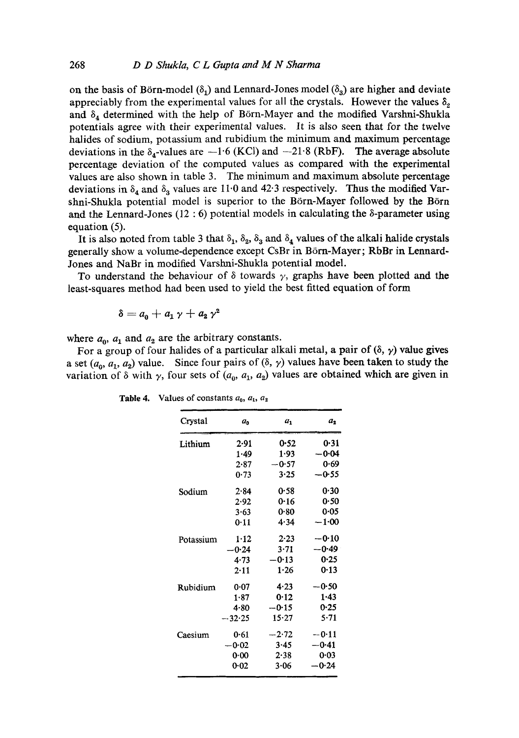on the basis of Börn-model ($\delta_1$) and Lennard-Jones model ($\delta_3$) are higher and deviate appreciably from the experimental values for all the crystals. However the values $\delta_2$ and $\delta_4$ determined with the help of Börn-Mayer and the modified Varshni-Shukla potentials agree with their experimental values. It is also seen that for the twelve halides of sodium, potassium and rubidium the minimum and maximum percentage deviations in the $\delta_4$-values are $-1.6$ (KCl) and $-21.8$ (RbF). The average absolute percentage deviation of the computed values as compared with the experimental values are also shown in table 3. The minimum and maximum absolute percentage deviations in $\delta_4$ and $\delta_3$ values are 11·0 and 42·3 respectively. Thus the modified Varshni-Shukla potential model is superior to the Börn-Mayer followed by the Börn and the Lennard-Jones (12 : 6) potential models in calculating the $\delta$-parameter using equation (5).

It is also noted from table 3 that $\delta_1$, $\delta_2$, $\delta_3$ and $\delta_4$ values of the alkali halide crystals generally show a volume-dependence except CsBr in Börn-Mayer; RbBr in Lennard-Jones and NaBr in modified Varshni-Shukla potential model.

To understand the behaviour of $\delta$ towards $\gamma$, graphs have been plotted and the least-squares method had been used to yield the best fitted equation of form

$$\delta = a_0 + a_1 \gamma + a_2 \gamma^2$$

where $a_0$, $a_1$ and $a_2$ are the arbitrary constants.

For a group of four halides of a particular alkali metal, a pair of ($\delta$, $\gamma$) value gives a set ($a_0$, $a_1$, $a_2$) value. Since four pairs of ($\delta$, $\gamma$) values have been taken to study the variation of $\delta$ with $\gamma$, four sets of ($a_0$, $a_1$, $a_2$) values are obtained which are given in

**Table 4.** Values of constants $a_0$, $a_1$, $a_2$

| Crystal | $a_0$ | $a_1$ | $a_2$ |
|---|---|---|---|
| Lithium | 2·91 | 0·52 | 0·31 |
| | 1·49 | 1·93 | −0·04 |
| | 2·87 | −0·57 | 0·69 |
| | 0·73 | 3·25 | −0·55 |
| Sodium | 2·84 | 0·58 | 0·30 |
| | 2·92 | 0·16 | 0·50 |
| | 3·63 | 0·80 | 0·05 |
| | 0·11 | 4·34 | −1·00 |
| Potassium | 1·12 | 2·23 | −0·10 |
| | −0·24 | 3·71 | −0·49 |
| | 4·73 | −0·13 | 0·25 |
| | 2·11 | 1·26 | 0·13 |
| Rubidium | 0·07 | 4·23 | −0·50 |
| | 1·87 | 0·12 | 1·43 |
| | 4·80 | −0·15 | 0·25 |
| | −32·25 | 15·27 | 5·71 |
| Caesium | 0·61 | −2·72 | −0·11 |
| | −0·02 | 3·45 | −0·41 |
| | 0·00 | 2·38 | 0·03 |
| | 0·02 | 3·06 | −0·24 |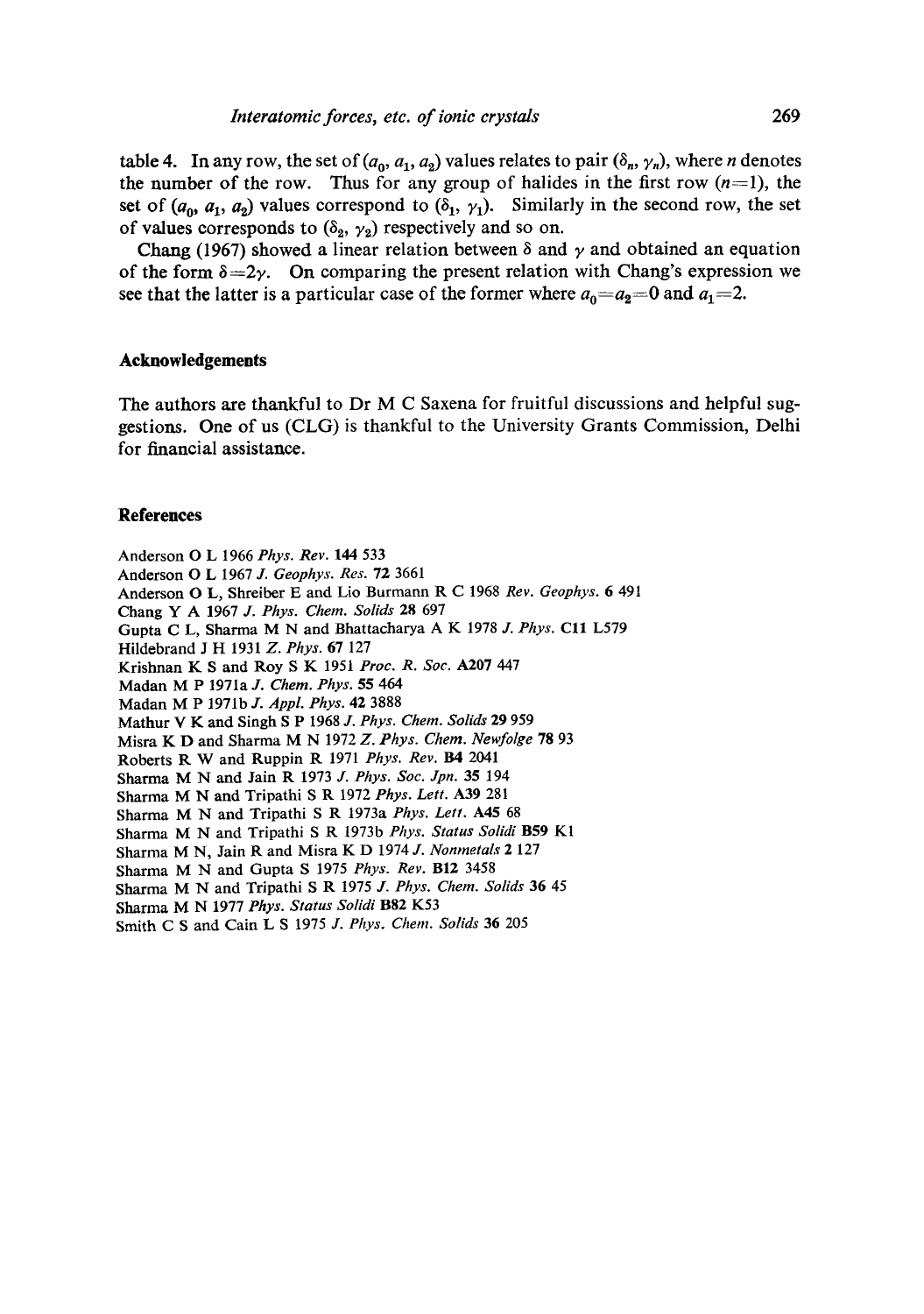table 4. In any row, the set of $(a_0, a_1, a_2)$ values relates to pair $(\delta_n, \gamma_n)$, where $n$ denotes the number of the row. Thus for any group of halides in the first row $(n=1)$, the set of $(a_0, a_1, a_2)$ values correspond to $(\delta_1, \gamma_1)$. Similarly in the second row, the set of values corresponds to $(\delta_2, \gamma_2)$ respectively and so on.

Chang (1967) showed a linear relation between $\delta$ and $\gamma$ and obtained an equation of the form $\delta=2\gamma$. On comparing the present relation with Chang's expression we see that the latter is a particular case of the former where $a_0=a_2=0$ and $a_1=2$.

## Acknowledgements

The authors are thankful to Dr M C Saxena for fruitful discussions and helpful suggestions. One of us (CLG) is thankful to the University Grants Commission, Delhi for financial assistance.

## References

Anderson O L 1966 *Phys. Rev.* **144** 533

Anderson O L 1967 *J. Geophys. Res.* **72** 3661

Anderson O L, Shreiber E and Lio Burmann R C 1968 *Rev. Geophys.* **6** 491

Chang Y A 1967 *J. Phys. Chem. Solids* **28** 697

Gupta C L, Sharma M N and Bhattacharya A K 1978 *J. Phys.* **C11** L579

Hildebrand J H 1931 *Z. Phys.* **67** 127

Krishnan K S and Roy S K 1951 *Proc. R. Soc.* **A207** 447

Madan M P 1971a *J. Chem. Phys.* **55** 464

Madan M P 1971b *J. Appl. Phys.* **42** 3888

Mathur V K and Singh S P 1968 *J. Phys. Chem. Solids* **29** 959

Misra K D and Sharma M N 1972 *Z. Phys. Chem. Newfolge* **78** 93

Roberts R W and Ruppin R 1971 *Phys. Rev.* **B4** 2041

Sharma M N and Jain R 1973 *J. Phys. Soc. Jpn.* **35** 194

Sharma M N and Tripathi S R 1972 *Phys. Lett.* **A39** 281

Sharma M N and Tripathi S R 1973a *Phys. Lett.* **A45** 68

Sharma M N and Tripathi S R 1973b *Phys. Status Solidi* **B59** K1

Sharma M N, Jain R and Misra K D 1974 *J. Nonmetals* **2** 127

Sharma M N and Gupta S 1975 *Phys. Rev.* **B12** 3458

Sharma M N and Tripathi S R 1975 *J. Phys. Chem. Solids* **36** 45

Sharma M N 1977 *Phys. Status Solidi* **B82** K53

Smith C S and Cain L S 1975 *J. Phys. Chem. Solids* **36** 205